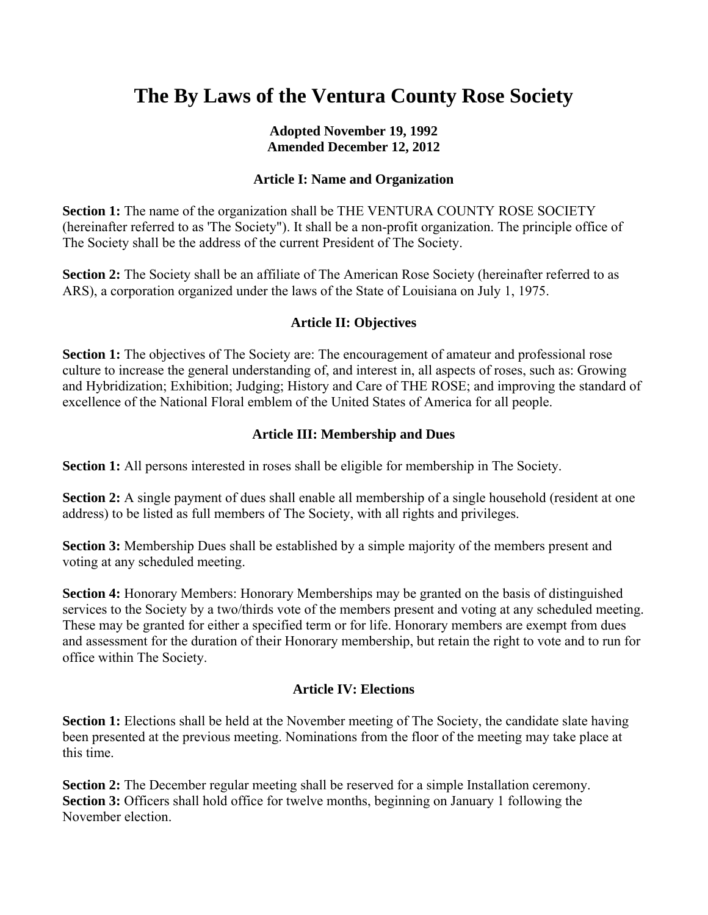# The By Laws of the Ventura County Rose Society

**Adopted November 19, 1992**
**Amended December 12, 2012**

### Article I: Name and Organization

**Section 1:** The name of the organization shall be THE VENTURA COUNTY ROSE SOCIETY (hereinafter referred to as 'The Society"). It shall be a non-profit organization. The principle office of The Society shall be the address of the current President of The Society.

**Section 2:** The Society shall be an affiliate of The American Rose Society (hereinafter referred to as ARS), a corporation organized under the laws of the State of Louisiana on July 1, 1975.

### Article II: Objectives

**Section 1:** The objectives of The Society are: The encouragement of amateur and professional rose culture to increase the general understanding of, and interest in, all aspects of roses, such as: Growing and Hybridization; Exhibition; Judging; History and Care of THE ROSE; and improving the standard of excellence of the National Floral emblem of the United States of America for all people.

### Article III: Membership and Dues

**Section 1:** All persons interested in roses shall be eligible for membership in The Society.

**Section 2:** A single payment of dues shall enable all membership of a single household (resident at one address) to be listed as full members of The Society, with all rights and privileges.

**Section 3:** Membership Dues shall be established by a simple majority of the members present and voting at any scheduled meeting.

**Section 4:** Honorary Members: Honorary Memberships may be granted on the basis of distinguished services to the Society by a two/thirds vote of the members present and voting at any scheduled meeting. These may be granted for either a specified term or for life. Honorary members are exempt from dues and assessment for the duration of their Honorary membership, but retain the right to vote and to run for office within The Society.

### Article IV: Elections

**Section 1:** Elections shall be held at the November meeting of The Society, the candidate slate having been presented at the previous meeting. Nominations from the floor of the meeting may take place at this time.

**Section 2:** The December regular meeting shall be reserved for a simple Installation ceremony.
**Section 3:** Officers shall hold office for twelve months, beginning on January 1 following the November election.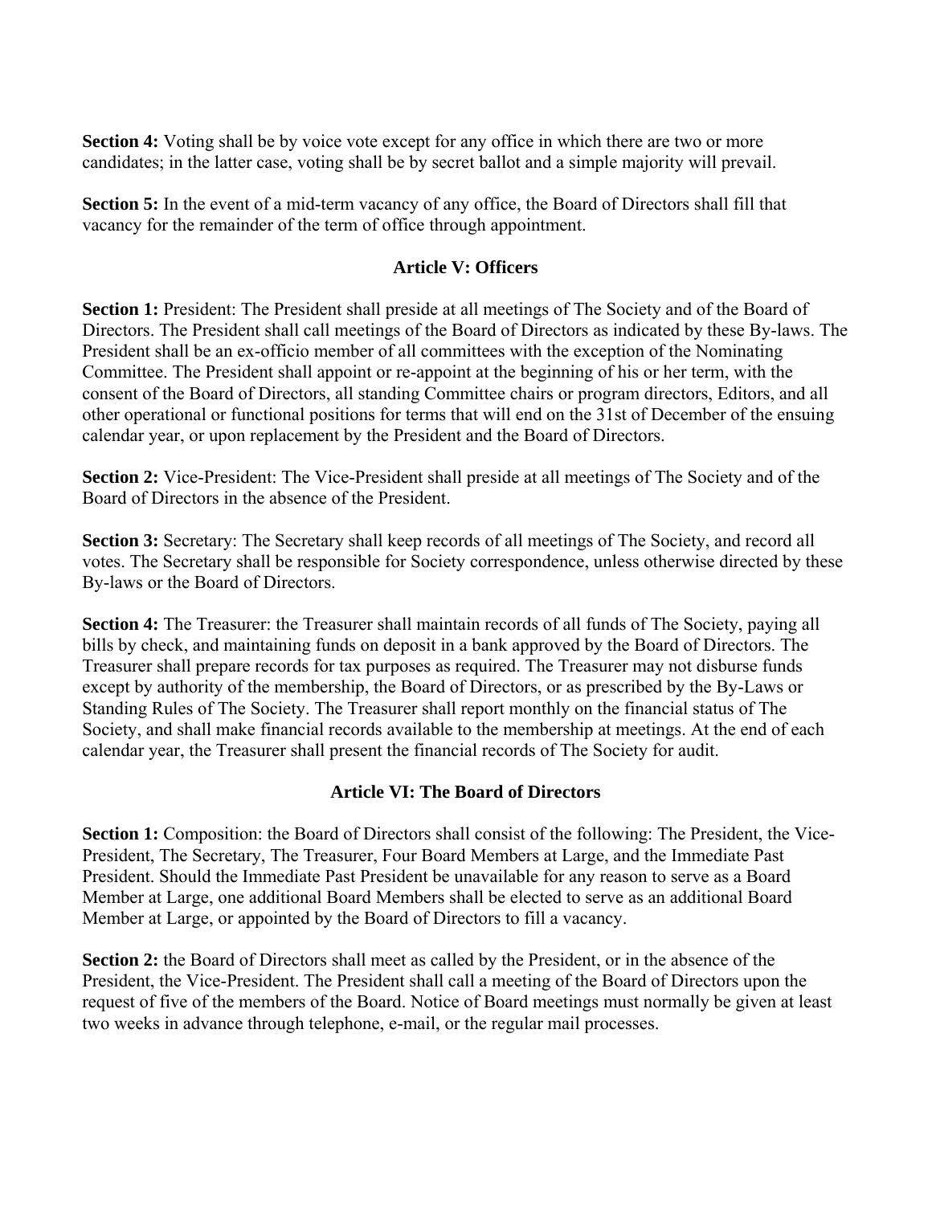**Section 4:** Voting shall be by voice vote except for any office in which there are two or more candidates; in the latter case, voting shall be by secret ballot and a simple majority will prevail.

**Section 5:** In the event of a mid-term vacancy of any office, the Board of Directors shall fill that vacancy for the remainder of the term of office through appointment.

## Article V: Officers

**Section 1:** President: The President shall preside at all meetings of The Society and of the Board of Directors. The President shall call meetings of the Board of Directors as indicated by these By-laws. The President shall be an ex-officio member of all committees with the exception of the Nominating Committee. The President shall appoint or re-appoint at the beginning of his or her term, with the consent of the Board of Directors, all standing Committee chairs or program directors, Editors, and all other operational or functional positions for terms that will end on the 31st of December of the ensuing calendar year, or upon replacement by the President and the Board of Directors.

**Section 2:** Vice-President: The Vice-President shall preside at all meetings of The Society and of the Board of Directors in the absence of the President.

**Section 3:** Secretary: The Secretary shall keep records of all meetings of The Society, and record all votes. The Secretary shall be responsible for Society correspondence, unless otherwise directed by these By-laws or the Board of Directors.

**Section 4:** The Treasurer: the Treasurer shall maintain records of all funds of The Society, paying all bills by check, and maintaining funds on deposit in a bank approved by the Board of Directors. The Treasurer shall prepare records for tax purposes as required. The Treasurer may not disburse funds except by authority of the membership, the Board of Directors, or as prescribed by the By-Laws or Standing Rules of The Society. The Treasurer shall report monthly on the financial status of The Society, and shall make financial records available to the membership at meetings. At the end of each calendar year, the Treasurer shall present the financial records of The Society for audit.

## Article VI: The Board of Directors

**Section 1:** Composition: the Board of Directors shall consist of the following: The President, the Vice-President, The Secretary, The Treasurer, Four Board Members at Large, and the Immediate Past President. Should the Immediate Past President be unavailable for any reason to serve as a Board Member at Large, one additional Board Members shall be elected to serve as an additional Board Member at Large, or appointed by the Board of Directors to fill a vacancy.

**Section 2:** the Board of Directors shall meet as called by the President, or in the absence of the President, the Vice-President. The President shall call a meeting of the Board of Directors upon the request of five of the members of the Board. Notice of Board meetings must normally be given at least two weeks in advance through telephone, e-mail, or the regular mail processes.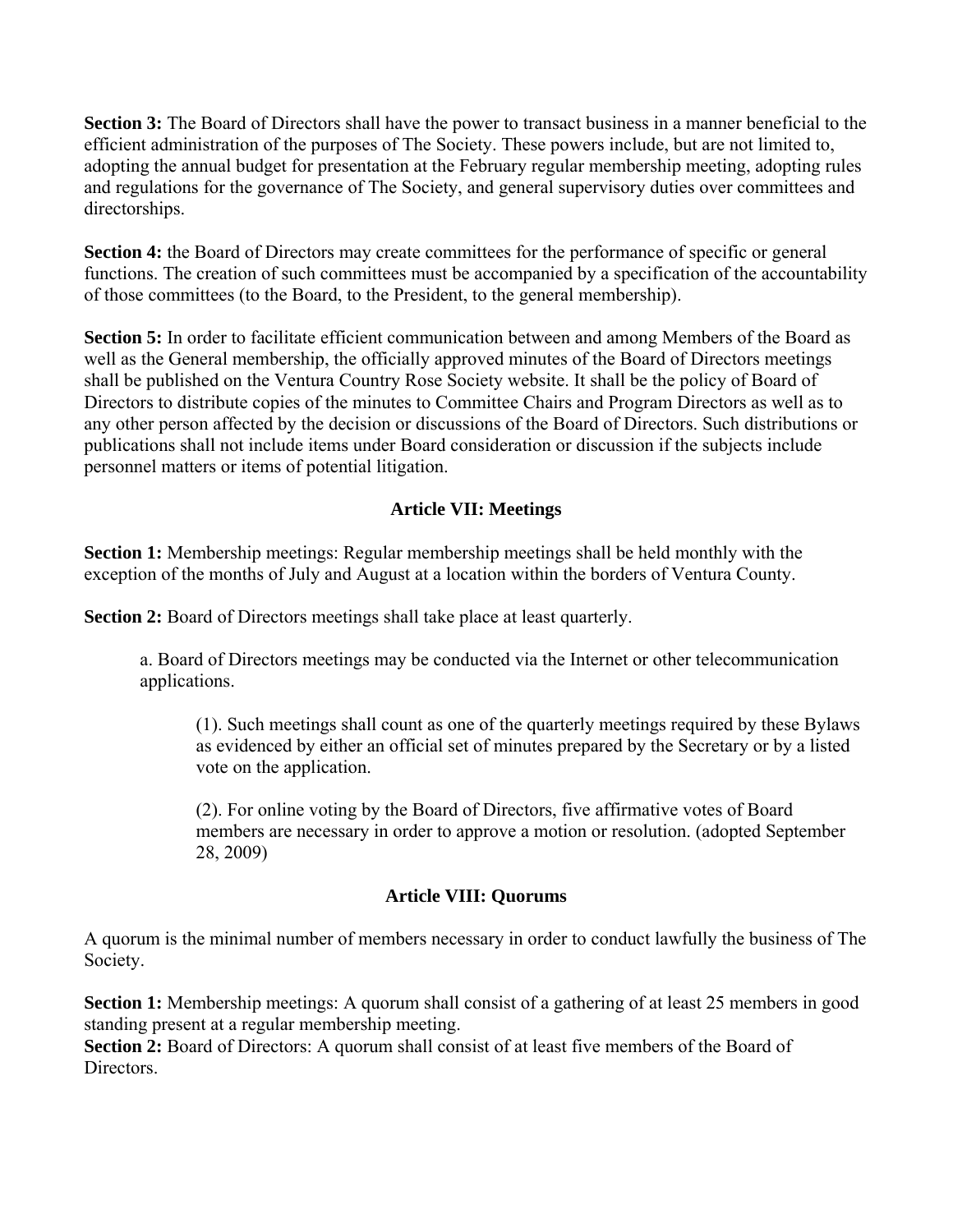**Section 3:** The Board of Directors shall have the power to transact business in a manner beneficial to the efficient administration of the purposes of The Society. These powers include, but are not limited to, adopting the annual budget for presentation at the February regular membership meeting, adopting rules and regulations for the governance of The Society, and general supervisory duties over committees and directorships.

**Section 4:** the Board of Directors may create committees for the performance of specific or general functions. The creation of such committees must be accompanied by a specification of the accountability of those committees (to the Board, to the President, to the general membership).

**Section 5:** In order to facilitate efficient communication between and among Members of the Board as well as the General membership, the officially approved minutes of the Board of Directors meetings shall be published on the Ventura Country Rose Society website. It shall be the policy of Board of Directors to distribute copies of the minutes to Committee Chairs and Program Directors as well as to any other person affected by the decision or discussions of the Board of Directors. Such distributions or publications shall not include items under Board consideration or discussion if the subjects include personnel matters or items of potential litigation.

## Article VII: Meetings

**Section 1:** Membership meetings: Regular membership meetings shall be held monthly with the exception of the months of July and August at a location within the borders of Ventura County.

**Section 2:** Board of Directors meetings shall take place at least quarterly.

a. Board of Directors meetings may be conducted via the Internet or other telecommunication applications.

(1). Such meetings shall count as one of the quarterly meetings required by these Bylaws as evidenced by either an official set of minutes prepared by the Secretary or by a listed vote on the application.

(2). For online voting by the Board of Directors, five affirmative votes of Board members are necessary in order to approve a motion or resolution. (adopted September 28, 2009)

## Article VIII: Quorums

A quorum is the minimal number of members necessary in order to conduct lawfully the business of The Society.

**Section 1:** Membership meetings: A quorum shall consist of a gathering of at least 25 members in good standing present at a regular membership meeting.

**Section 2:** Board of Directors: A quorum shall consist of at least five members of the Board of Directors.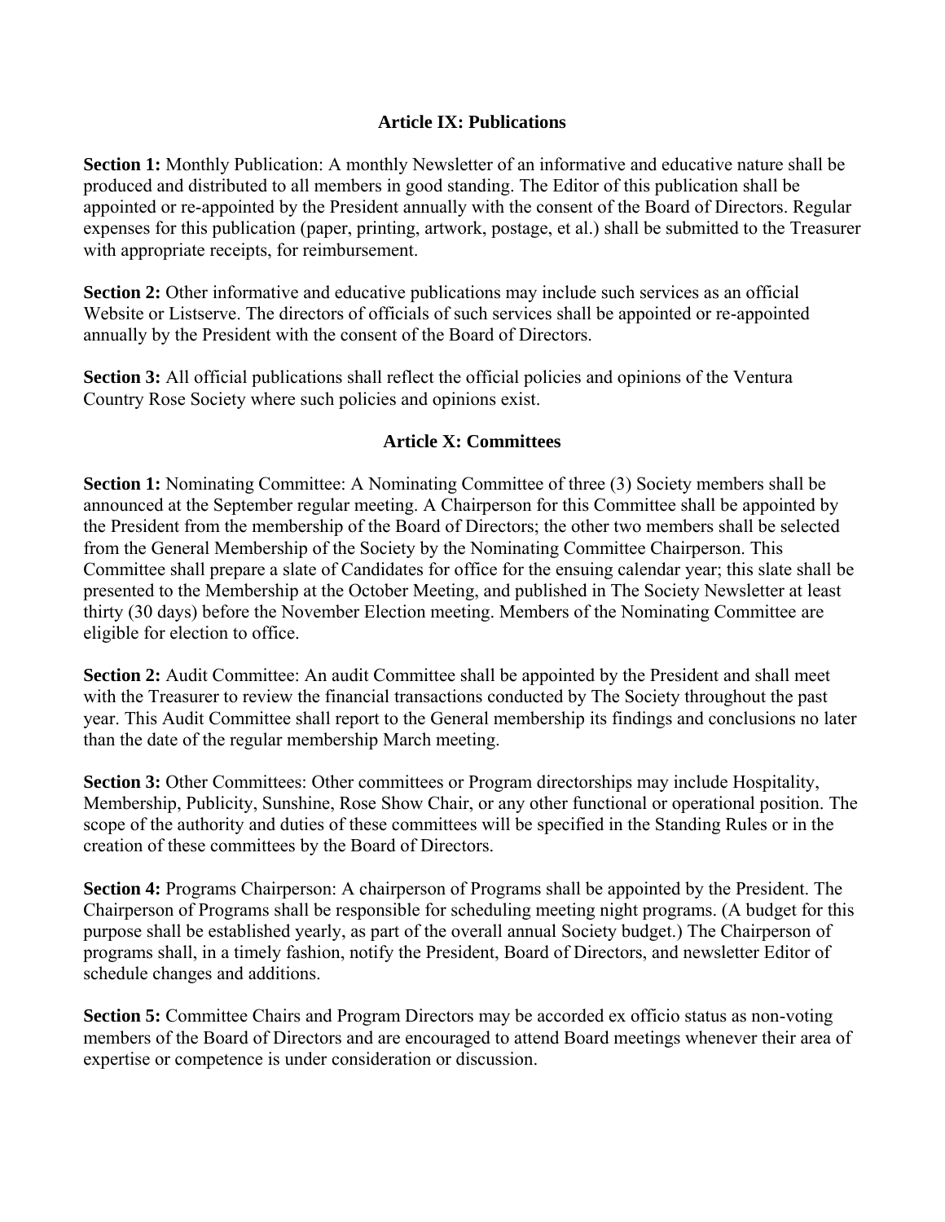## Article IX: Publications

**Section 1:** Monthly Publication: A monthly Newsletter of an informative and educative nature shall be produced and distributed to all members in good standing. The Editor of this publication shall be appointed or re-appointed by the President annually with the consent of the Board of Directors. Regular expenses for this publication (paper, printing, artwork, postage, et al.) shall be submitted to the Treasurer with appropriate receipts, for reimbursement.

**Section 2:** Other informative and educative publications may include such services as an official Website or Listserve. The directors of officials of such services shall be appointed or re-appointed annually by the President with the consent of the Board of Directors.

**Section 3:** All official publications shall reflect the official policies and opinions of the Ventura Country Rose Society where such policies and opinions exist.

## Article X: Committees

**Section 1:** Nominating Committee: A Nominating Committee of three (3) Society members shall be announced at the September regular meeting. A Chairperson for this Committee shall be appointed by the President from the membership of the Board of Directors; the other two members shall be selected from the General Membership of the Society by the Nominating Committee Chairperson. This Committee shall prepare a slate of Candidates for office for the ensuing calendar year; this slate shall be presented to the Membership at the October Meeting, and published in The Society Newsletter at least thirty (30 days) before the November Election meeting. Members of the Nominating Committee are eligible for election to office.

**Section 2:** Audit Committee: An audit Committee shall be appointed by the President and shall meet with the Treasurer to review the financial transactions conducted by The Society throughout the past year. This Audit Committee shall report to the General membership its findings and conclusions no later than the date of the regular membership March meeting.

**Section 3:** Other Committees: Other committees or Program directorships may include Hospitality, Membership, Publicity, Sunshine, Rose Show Chair, or any other functional or operational position. The scope of the authority and duties of these committees will be specified in the Standing Rules or in the creation of these committees by the Board of Directors.

**Section 4:** Programs Chairperson: A chairperson of Programs shall be appointed by the President. The Chairperson of Programs shall be responsible for scheduling meeting night programs. (A budget for this purpose shall be established yearly, as part of the overall annual Society budget.) The Chairperson of programs shall, in a timely fashion, notify the President, Board of Directors, and newsletter Editor of schedule changes and additions.

**Section 5:** Committee Chairs and Program Directors may be accorded ex officio status as non-voting members of the Board of Directors and are encouraged to attend Board meetings whenever their area of expertise or competence is under consideration or discussion.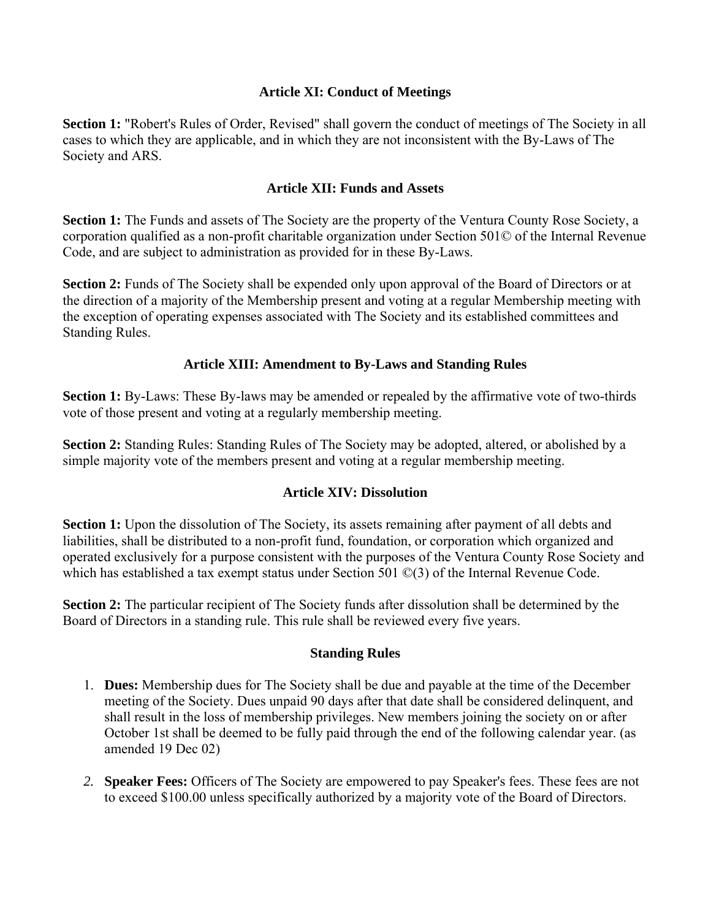## Article XI: Conduct of Meetings

**Section 1:** "Robert's Rules of Order, Revised" shall govern the conduct of meetings of The Society in all cases to which they are applicable, and in which they are not inconsistent with the By-Laws of The Society and ARS.

## Article XII: Funds and Assets

**Section 1:** The Funds and assets of The Society are the property of the Ventura County Rose Society, a corporation qualified as a non-profit charitable organization under Section 501© of the Internal Revenue Code, and are subject to administration as provided for in these By-Laws.

**Section 2:** Funds of The Society shall be expended only upon approval of the Board of Directors or at the direction of a majority of the Membership present and voting at a regular Membership meeting with the exception of operating expenses associated with The Society and its established committees and Standing Rules.

## Article XIII: Amendment to By-Laws and Standing Rules

**Section 1:** By-Laws: These By-laws may be amended or repealed by the affirmative vote of two-thirds vote of those present and voting at a regularly membership meeting.

**Section 2:** Standing Rules: Standing Rules of The Society may be adopted, altered, or abolished by a simple majority vote of the members present and voting at a regular membership meeting.

## Article XIV: Dissolution

**Section 1:** Upon the dissolution of The Society, its assets remaining after payment of all debts and liabilities, shall be distributed to a non-profit fund, foundation, or corporation which organized and operated exclusively for a purpose consistent with the purposes of the Ventura County Rose Society and which has established a tax exempt status under Section 501 ©(3) of the Internal Revenue Code.

**Section 2:** The particular recipient of The Society funds after dissolution shall be determined by the Board of Directors in a standing rule. This rule shall be reviewed every five years.

## Standing Rules

1. **Dues:** Membership dues for The Society shall be due and payable at the time of the December meeting of the Society. Dues unpaid 90 days after that date shall be considered delinquent, and shall result in the loss of membership privileges. New members joining the society on or after October 1st shall be deemed to be fully paid through the end of the following calendar year. (as amended 19 Dec 02)

2. **Speaker Fees:** Officers of The Society are empowered to pay Speaker's fees. These fees are not to exceed $100.00 unless specifically authorized by a majority vote of the Board of Directors.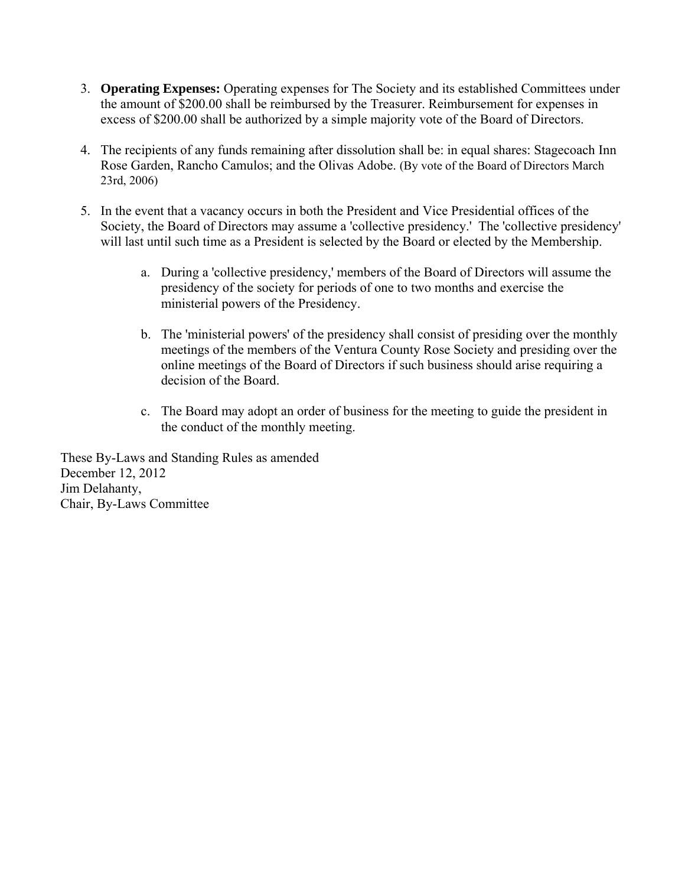3. **Operating Expenses:** Operating expenses for The Society and its established Committees under the amount of $200.00 shall be reimbursed by the Treasurer. Reimbursement for expenses in excess of $200.00 shall be authorized by a simple majority vote of the Board of Directors.

4. The recipients of any funds remaining after dissolution shall be: in equal shares: Stagecoach Inn Rose Garden, Rancho Camulos; and the Olivas Adobe. (By vote of the Board of Directors March 23rd, 2006)

5. In the event that a vacancy occurs in both the President and Vice Presidential offices of the Society, the Board of Directors may assume a 'collective presidency.' The 'collective presidency' will last until such time as a President is selected by the Board or elected by the Membership.

    a. During a 'collective presidency,' members of the Board of Directors will assume the presidency of the society for periods of one to two months and exercise the ministerial powers of the Presidency.

    b. The 'ministerial powers' of the presidency shall consist of presiding over the monthly meetings of the members of the Ventura County Rose Society and presiding over the online meetings of the Board of Directors if such business should arise requiring a decision of the Board.

    c. The Board may adopt an order of business for the meeting to guide the president in the conduct of the monthly meeting.

These By-Laws and Standing Rules as amended
December 12, 2012
Jim Delahanty,
Chair, By-Laws Committee